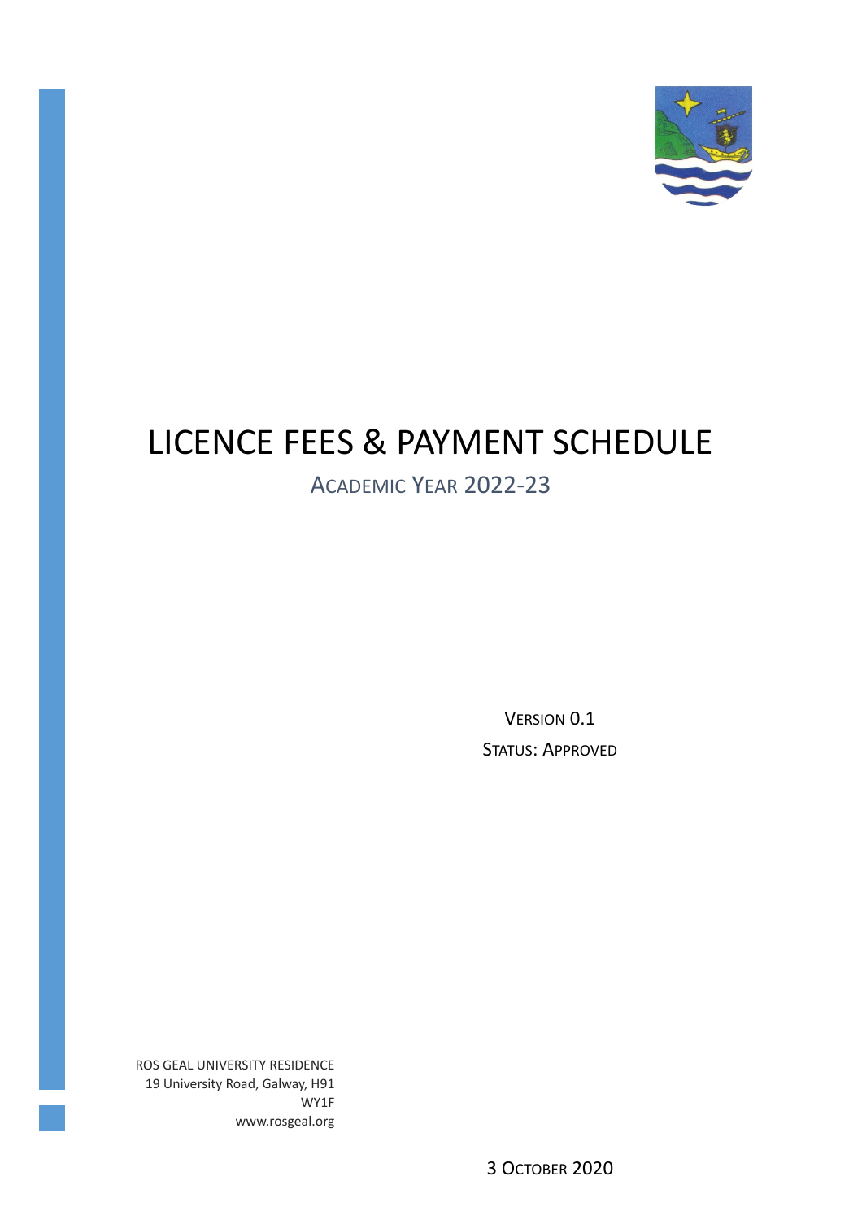# LICENCE FEES & PAYMENT SCHEDULE

## ACADEMIC YEAR 2022-23

VERSION 0.1

STATUS: APPROVED

ROS GEAL UNIVERSITY RESIDENCE
19 University Road, Galway, H91 WY1F
www.rosgeal.org

3 OCTOBER 2020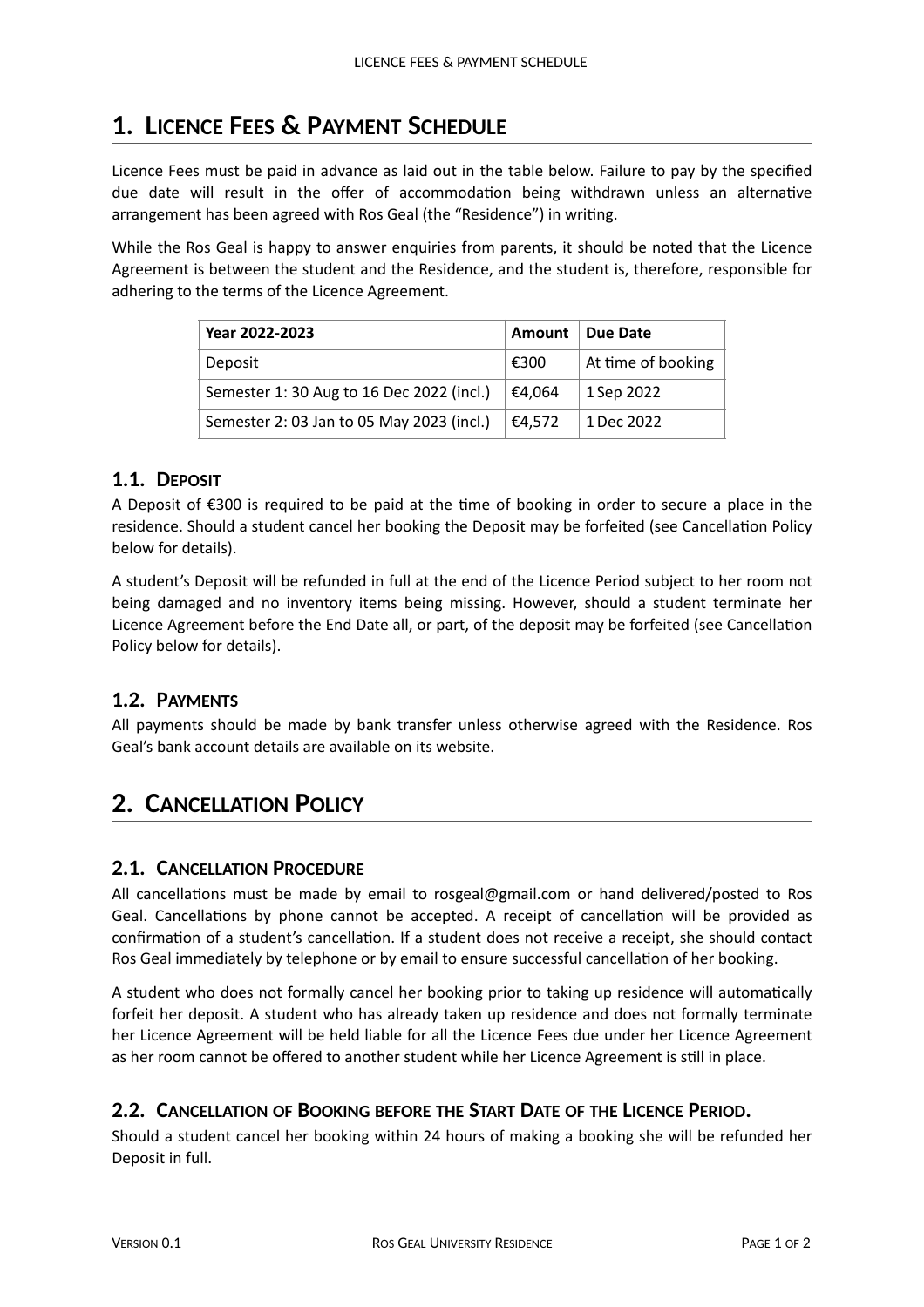# 1. Licence Fees & Payment Schedule

Licence Fees must be paid in advance as laid out in the table below. Failure to pay by the specified due date will result in the offer of accommodation being withdrawn unless an alternative arrangement has been agreed with Ros Geal (the "Residence") in writing.

While the Ros Geal is happy to answer enquiries from parents, it should be noted that the Licence Agreement is between the student and the Residence, and the student is, therefore, responsible for adhering to the terms of the Licence Agreement.

| Year 2022-2023 | Amount | Due Date |
|---|---|---|
| Deposit | €300 | At time of booking |
| Semester 1: 30 Aug to 16 Dec 2022 (incl.) | €4,064 | 1 Sep 2022 |
| Semester 2: 03 Jan to 05 May 2023 (incl.) | €4,572 | 1 Dec 2022 |

## 1.1. Deposit

A Deposit of €300 is required to be paid at the time of booking in order to secure a place in the residence. Should a student cancel her booking the Deposit may be forfeited (see Cancellation Policy below for details).

A student's Deposit will be refunded in full at the end of the Licence Period subject to her room not being damaged and no inventory items being missing. However, should a student terminate her Licence Agreement before the End Date all, or part, of the deposit may be forfeited (see Cancellation Policy below for details).

## 1.2. Payments

All payments should be made by bank transfer unless otherwise agreed with the Residence. Ros Geal's bank account details are available on its website.

# 2. Cancellation Policy

## 2.1. Cancellation Procedure

All cancellations must be made by email to rosgeal@gmail.com or hand delivered/posted to Ros Geal. Cancellations by phone cannot be accepted. A receipt of cancellation will be provided as confirmation of a student's cancellation. If a student does not receive a receipt, she should contact Ros Geal immediately by telephone or by email to ensure successful cancellation of her booking.

A student who does not formally cancel her booking prior to taking up residence will automatically forfeit her deposit. A student who has already taken up residence and does not formally terminate her Licence Agreement will be held liable for all the Licence Fees due under her Licence Agreement as her room cannot be offered to another student while her Licence Agreement is still in place.

## 2.2. Cancellation of Booking before the Start Date of the Licence Period.

Should a student cancel her booking within 24 hours of making a booking she will be refunded her Deposit in full.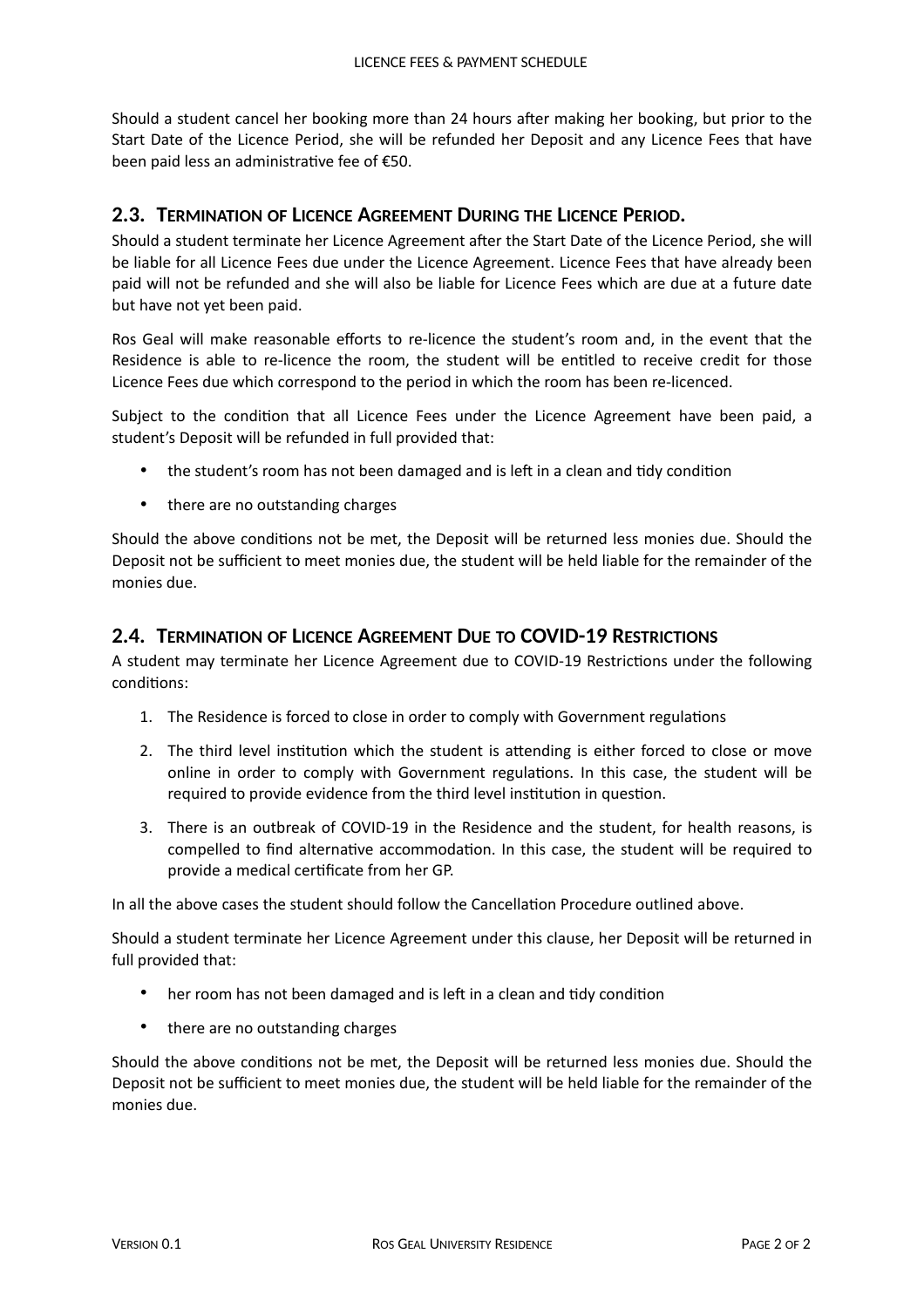Should a student cancel her booking more than 24 hours after making her booking, but prior to the Start Date of the Licence Period, she will be refunded her Deposit and any Licence Fees that have been paid less an administrative fee of €50.

## 2.3. Termination of Licence Agreement During the Licence Period.

Should a student terminate her Licence Agreement after the Start Date of the Licence Period, she will be liable for all Licence Fees due under the Licence Agreement. Licence Fees that have already been paid will not be refunded and she will also be liable for Licence Fees which are due at a future date but have not yet been paid.

Ros Geal will make reasonable efforts to re-licence the student's room and, in the event that the Residence is able to re-licence the room, the student will be entitled to receive credit for those Licence Fees due which correspond to the period in which the room has been re-licenced.

Subject to the condition that all Licence Fees under the Licence Agreement have been paid, a student's Deposit will be refunded in full provided that:

- the student's room has not been damaged and is left in a clean and tidy condition
- there are no outstanding charges

Should the above conditions not be met, the Deposit will be returned less monies due. Should the Deposit not be sufficient to meet monies due, the student will be held liable for the remainder of the monies due.

## 2.4. Termination of Licence Agreement Due to COVID-19 Restrictions

A student may terminate her Licence Agreement due to COVID-19 Restrictions under the following conditions:

1. The Residence is forced to close in order to comply with Government regulations
2. The third level institution which the student is attending is either forced to close or move online in order to comply with Government regulations. In this case, the student will be required to provide evidence from the third level institution in question.
3. There is an outbreak of COVID-19 in the Residence and the student, for health reasons, is compelled to find alternative accommodation. In this case, the student will be required to provide a medical certificate from her GP.

In all the above cases the student should follow the Cancellation Procedure outlined above.

Should a student terminate her Licence Agreement under this clause, her Deposit will be returned in full provided that:

- her room has not been damaged and is left in a clean and tidy condition
- there are no outstanding charges

Should the above conditions not be met, the Deposit will be returned less monies due. Should the Deposit not be sufficient to meet monies due, the student will be held liable for the remainder of the monies due.